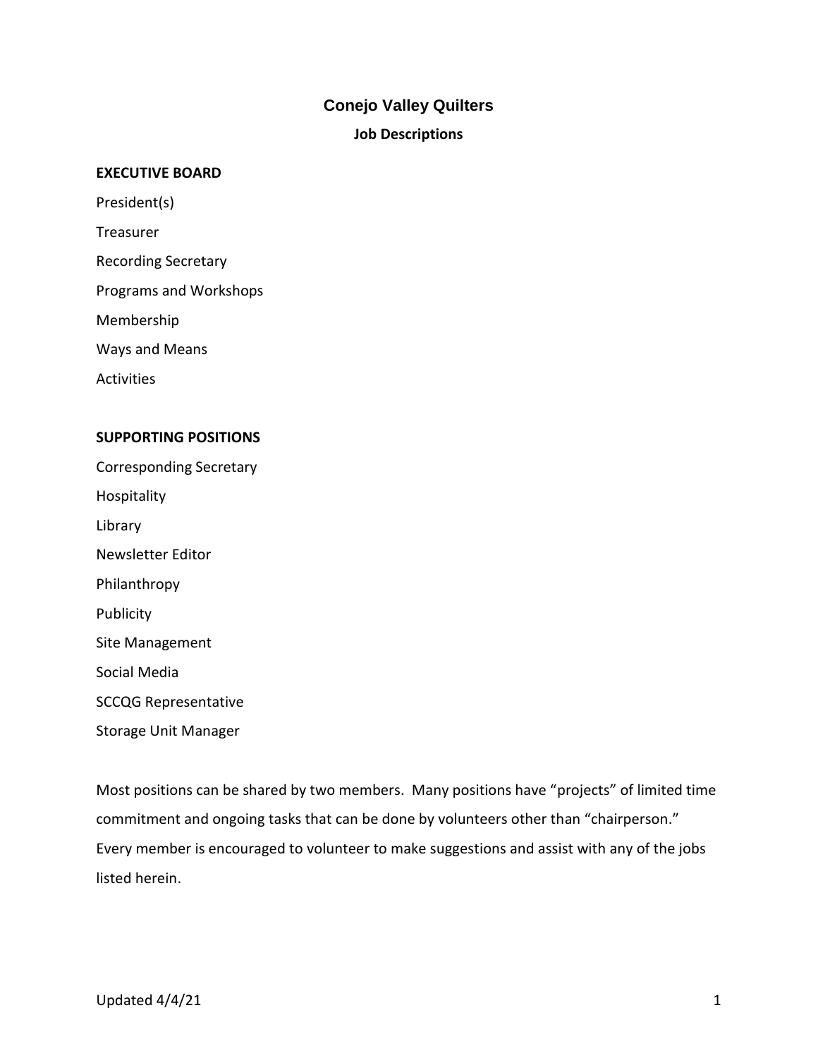# Conejo Valley Quilters

## Job Descriptions

**EXECUTIVE BOARD**

President(s)

Treasurer

Recording Secretary

Programs and Workshops

Membership

Ways and Means

Activities

**SUPPORTING POSITIONS**

Corresponding Secretary

Hospitality

Library

Newsletter Editor

Philanthropy

Publicity

Site Management

Social Media

SCCQG Representative

Storage Unit Manager

Most positions can be shared by two members. Many positions have "projects" of limited time commitment and ongoing tasks that can be done by volunteers other than "chairperson." Every member is encouraged to volunteer to make suggestions and assist with any of the jobs listed herein.

Updated 4/4/21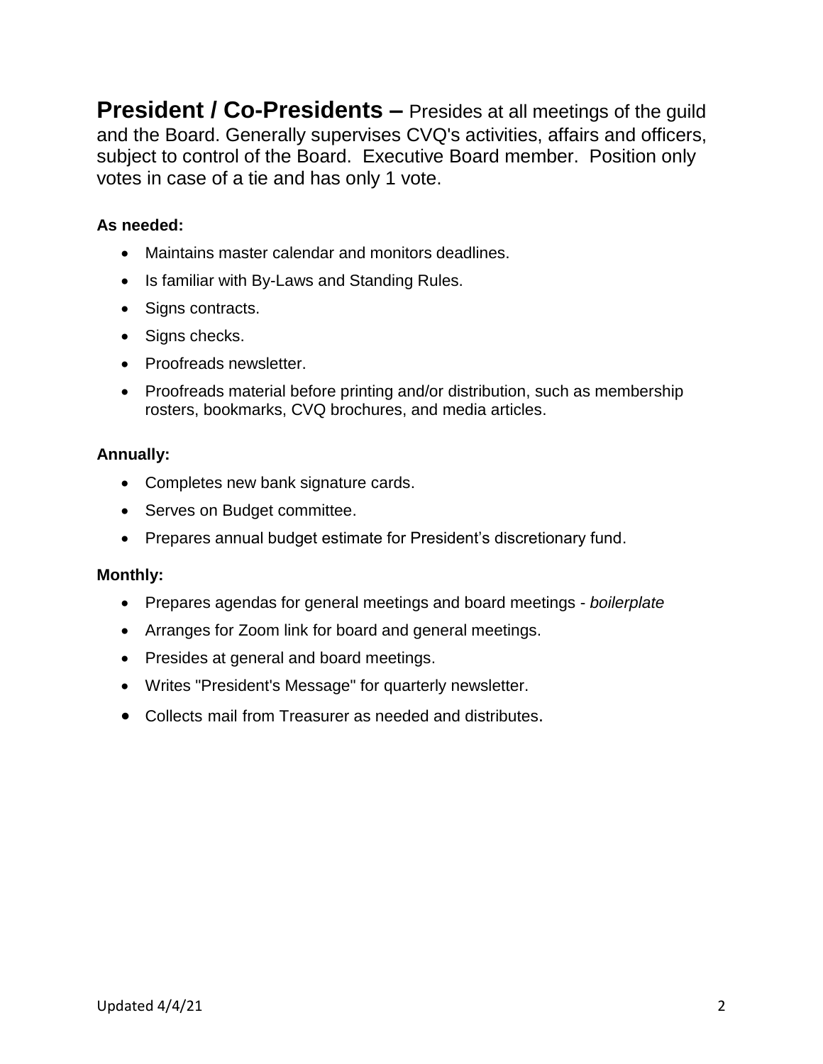**President / Co-Presidents –** Presides at all meetings of the guild and the Board. Generally supervises CVQ's activities, affairs and officers, subject to control of the Board. Executive Board member. Position only votes in case of a tie and has only 1 vote.

**As needed:**

- Maintains master calendar and monitors deadlines.
- Is familiar with By-Laws and Standing Rules.
- Signs contracts.
- Signs checks.
- Proofreads newsletter.
- Proofreads material before printing and/or distribution, such as membership rosters, bookmarks, CVQ brochures, and media articles.

**Annually:**

- Completes new bank signature cards.
- Serves on Budget committee.
- Prepares annual budget estimate for President's discretionary fund.

**Monthly:**

- Prepares agendas for general meetings and board meetings - *boilerplate*
- Arranges for Zoom link for board and general meetings.
- Presides at general and board meetings.
- Writes "President's Message" for quarterly newsletter.
- Collects mail from Treasurer as needed and distributes.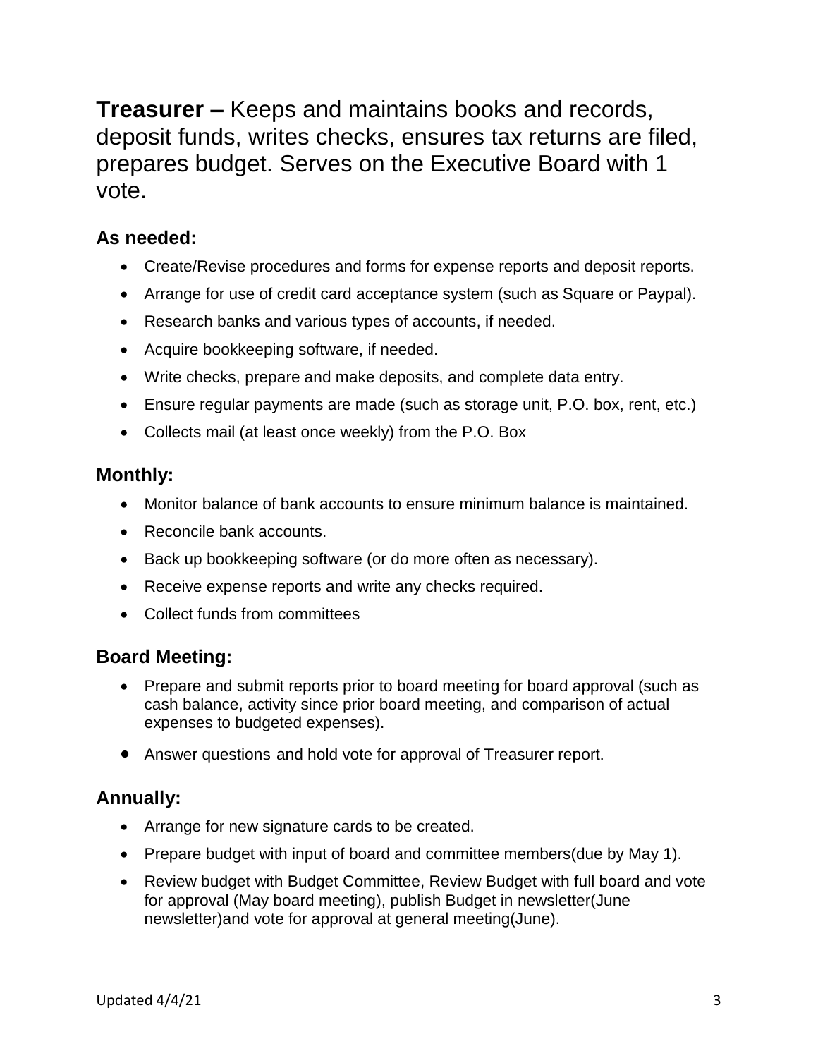**Treasurer –** Keeps and maintains books and records, deposit funds, writes checks, ensures tax returns are filed, prepares budget. Serves on the Executive Board with 1 vote.

### As needed:

- Create/Revise procedures and forms for expense reports and deposit reports.
- Arrange for use of credit card acceptance system (such as Square or Paypal).
- Research banks and various types of accounts, if needed.
- Acquire bookkeeping software, if needed.
- Write checks, prepare and make deposits, and complete data entry.
- Ensure regular payments are made (such as storage unit, P.O. box, rent, etc.)
- Collects mail (at least once weekly) from the P.O. Box

### Monthly:

- Monitor balance of bank accounts to ensure minimum balance is maintained.
- Reconcile bank accounts.
- Back up bookkeeping software (or do more often as necessary).
- Receive expense reports and write any checks required.
- Collect funds from committees

### Board Meeting:

- Prepare and submit reports prior to board meeting for board approval (such as cash balance, activity since prior board meeting, and comparison of actual expenses to budgeted expenses).
- Answer questions and hold vote for approval of Treasurer report.

### Annually:

- Arrange for new signature cards to be created.
- Prepare budget with input of board and committee members(due by May 1).
- Review budget with Budget Committee, Review Budget with full board and vote for approval (May board meeting), publish Budget in newsletter(June newsletter)and vote for approval at general meeting(June).

Updated 4/4/21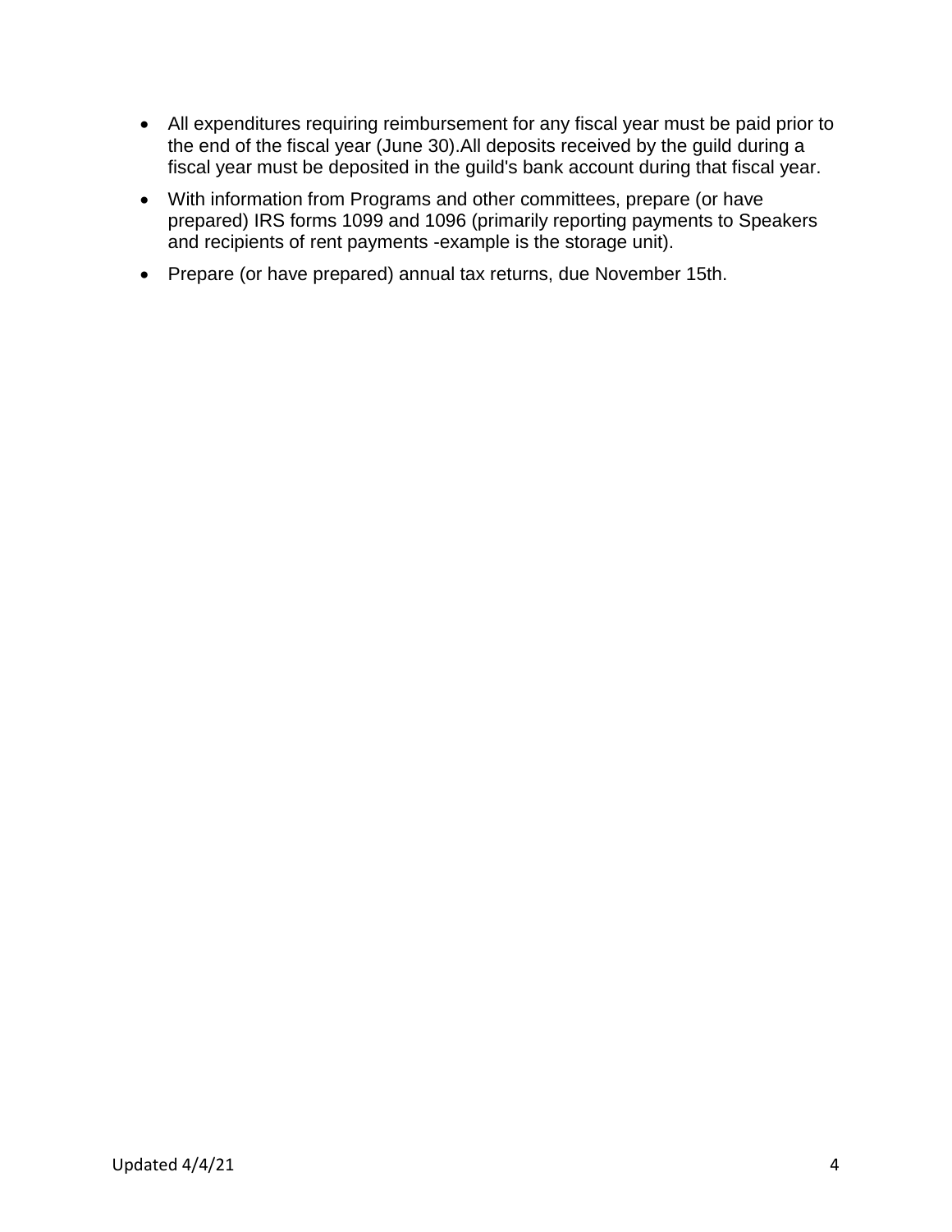- All expenditures requiring reimbursement for any fiscal year must be paid prior to the end of the fiscal year (June 30).All deposits received by the guild during a fiscal year must be deposited in the guild's bank account during that fiscal year.
- With information from Programs and other committees, prepare (or have prepared) IRS forms 1099 and 1096 (primarily reporting payments to Speakers and recipients of rent payments -example is the storage unit).
- Prepare (or have prepared) annual tax returns, due November 15th.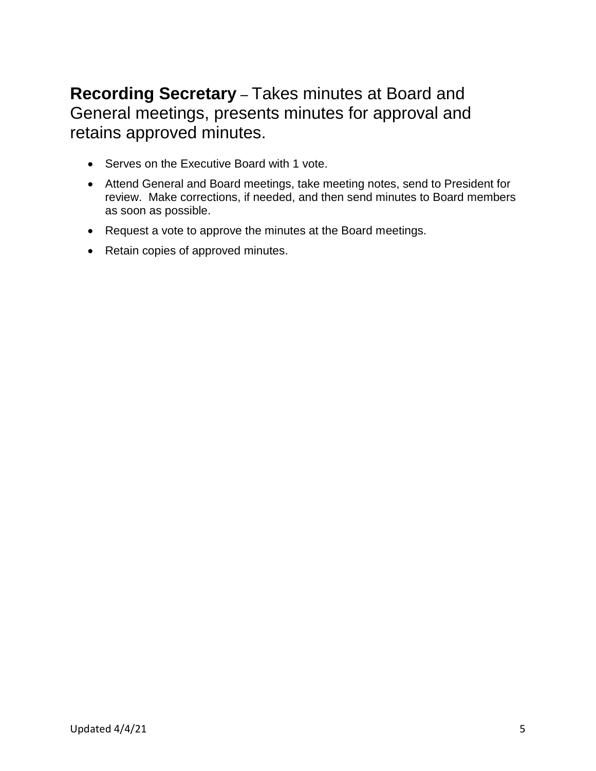## **Recording Secretary** – Takes minutes at Board and General meetings, presents minutes for approval and retains approved minutes.

- Serves on the Executive Board with 1 vote.
- Attend General and Board meetings, take meeting notes, send to President for review. Make corrections, if needed, and then send minutes to Board members as soon as possible.
- Request a vote to approve the minutes at the Board meetings.
- Retain copies of approved minutes.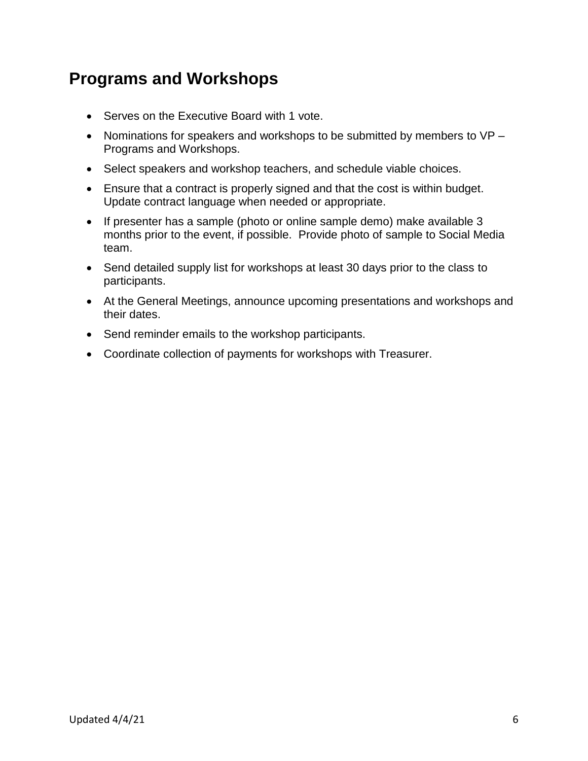## Programs and Workshops

- Serves on the Executive Board with 1 vote.
- Nominations for speakers and workshops to be submitted by members to VP – Programs and Workshops.
- Select speakers and workshop teachers, and schedule viable choices.
- Ensure that a contract is properly signed and that the cost is within budget. Update contract language when needed or appropriate.
- If presenter has a sample (photo or online sample demo) make available 3 months prior to the event, if possible. Provide photo of sample to Social Media team.
- Send detailed supply list for workshops at least 30 days prior to the class to participants.
- At the General Meetings, announce upcoming presentations and workshops and their dates.
- Send reminder emails to the workshop participants.
- Coordinate collection of payments for workshops with Treasurer.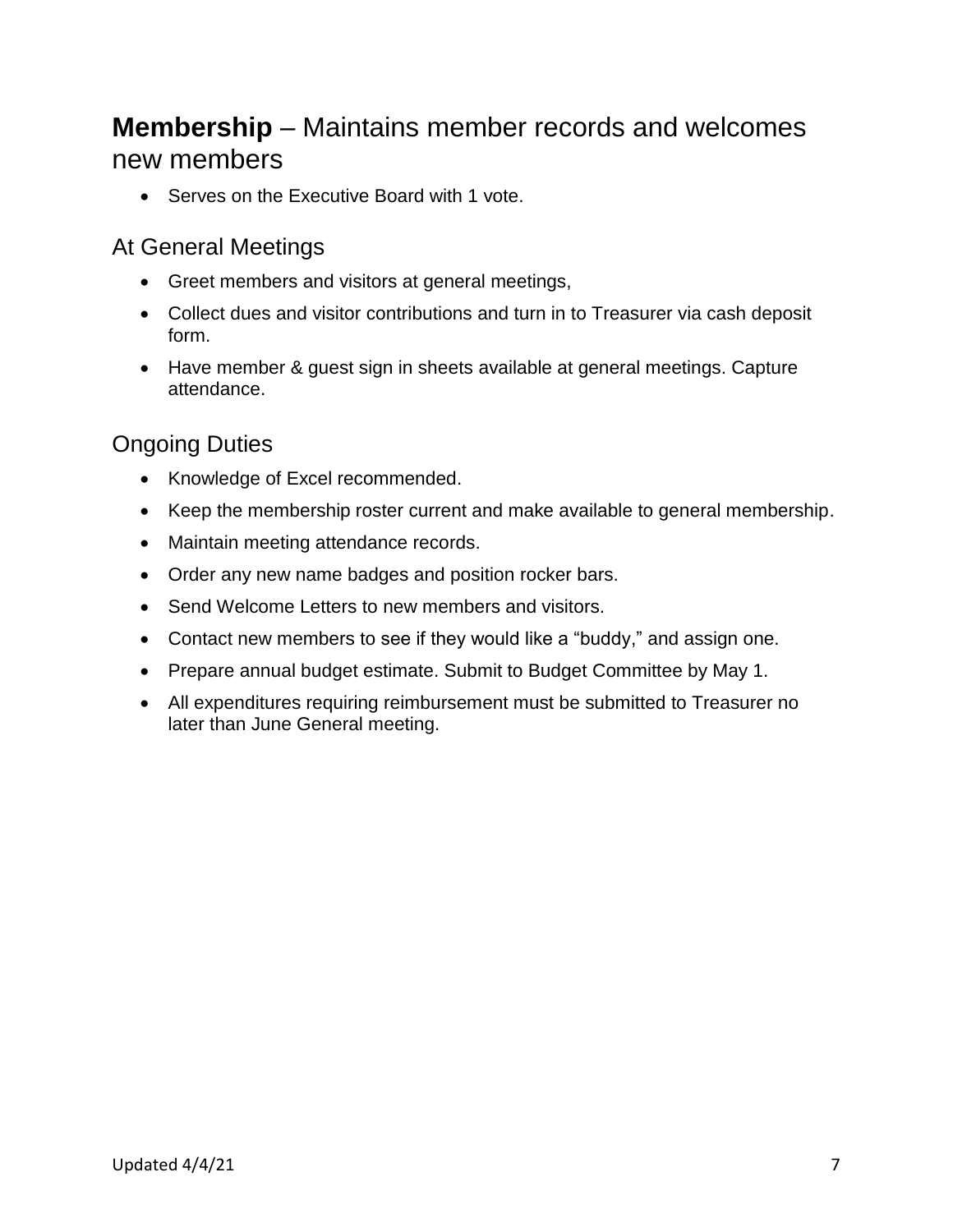## **Membership** – Maintains member records and welcomes new members

- Serves on the Executive Board with 1 vote.

### At General Meetings

- Greet members and visitors at general meetings,
- Collect dues and visitor contributions and turn in to Treasurer via cash deposit form.
- Have member & guest sign in sheets available at general meetings. Capture attendance.

### Ongoing Duties

- Knowledge of Excel recommended.
- Keep the membership roster current and make available to general membership.
- Maintain meeting attendance records.
- Order any new name badges and position rocker bars.
- Send Welcome Letters to new members and visitors.
- Contact new members to see if they would like a "buddy," and assign one.
- Prepare annual budget estimate. Submit to Budget Committee by May 1.
- All expenditures requiring reimbursement must be submitted to Treasurer no later than June General meeting.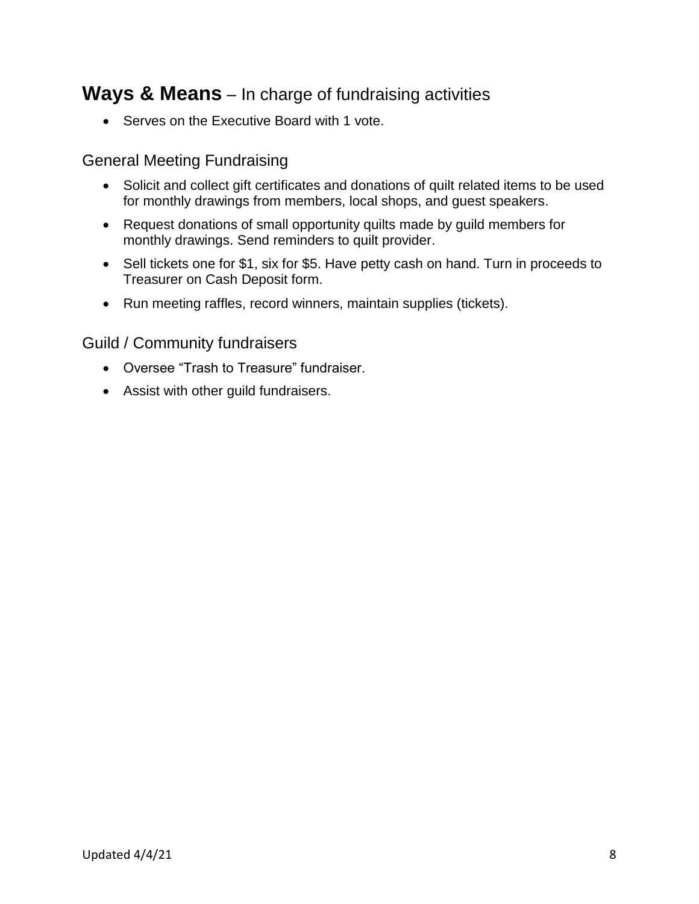## **Ways & Means** – In charge of fundraising activities

- Serves on the Executive Board with 1 vote.

### General Meeting Fundraising

- Solicit and collect gift certificates and donations of quilt related items to be used for monthly drawings from members, local shops, and guest speakers.
- Request donations of small opportunity quilts made by guild members for monthly drawings. Send reminders to quilt provider.
- Sell tickets one for $1, six for $5. Have petty cash on hand. Turn in proceeds to Treasurer on Cash Deposit form.
- Run meeting raffles, record winners, maintain supplies (tickets).

### Guild / Community fundraisers

- Oversee "Trash to Treasure" fundraiser.
- Assist with other guild fundraisers.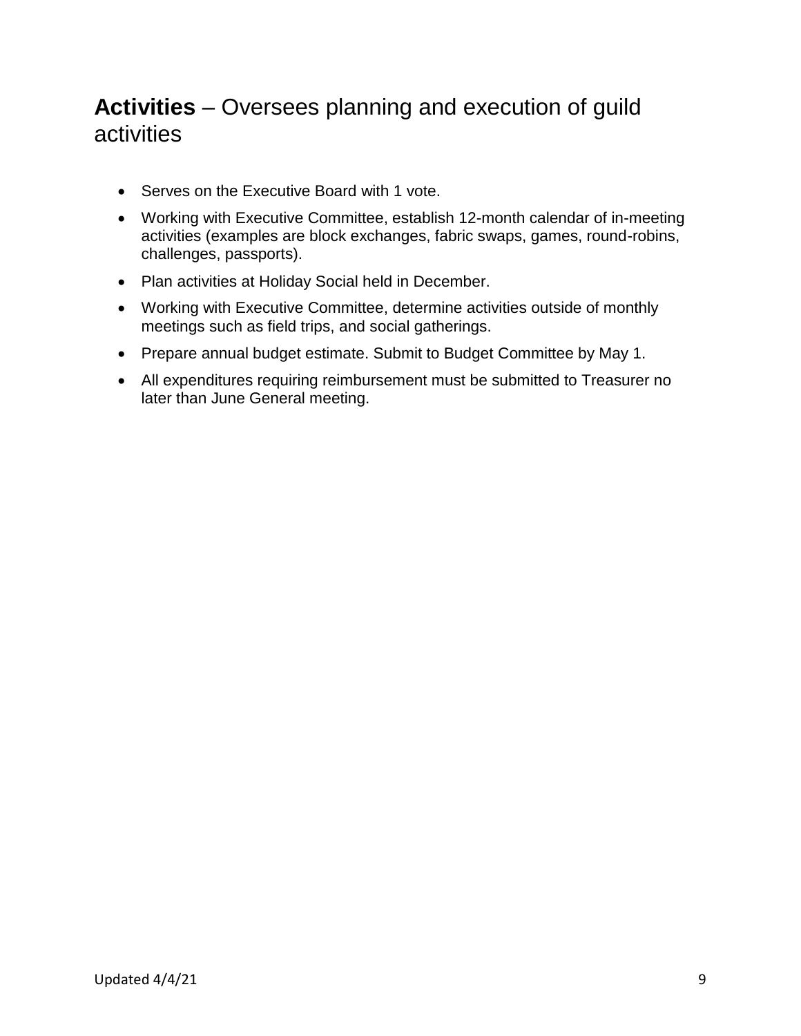## **Activities** – Oversees planning and execution of guild activities

- Serves on the Executive Board with 1 vote.
- Working with Executive Committee, establish 12-month calendar of in-meeting activities (examples are block exchanges, fabric swaps, games, round-robins, challenges, passports).
- Plan activities at Holiday Social held in December.
- Working with Executive Committee, determine activities outside of monthly meetings such as field trips, and social gatherings.
- Prepare annual budget estimate. Submit to Budget Committee by May 1.
- All expenditures requiring reimbursement must be submitted to Treasurer no later than June General meeting.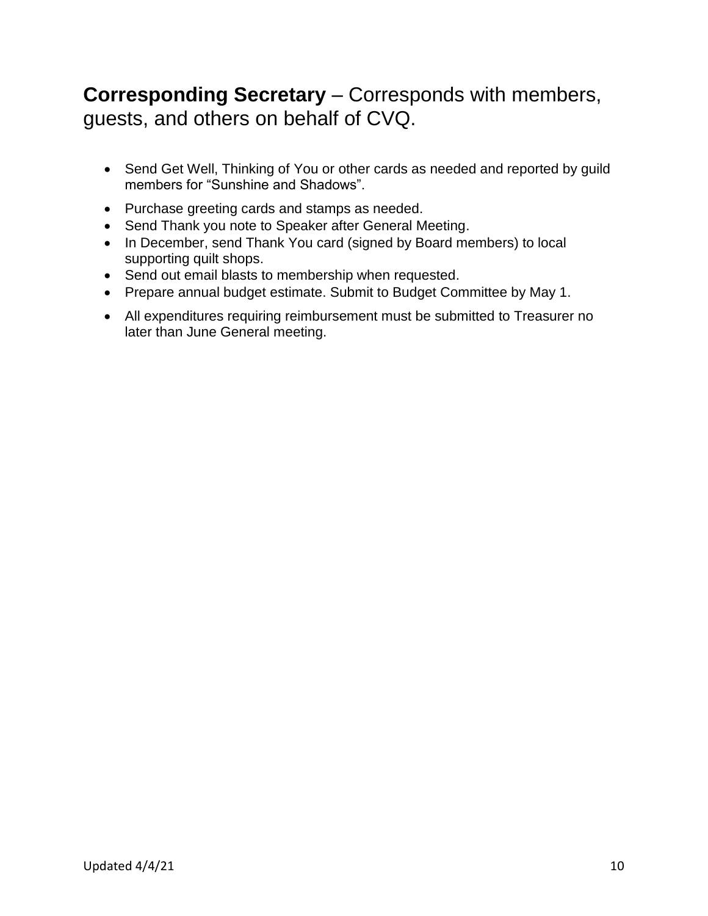## **Corresponding Secretary** – Corresponds with members, guests, and others on behalf of CVQ.

- Send Get Well, Thinking of You or other cards as needed and reported by guild members for "Sunshine and Shadows".
- Purchase greeting cards and stamps as needed.
- Send Thank you note to Speaker after General Meeting.
- In December, send Thank You card (signed by Board members) to local supporting quilt shops.
- Send out email blasts to membership when requested.
- Prepare annual budget estimate. Submit to Budget Committee by May 1.
- All expenditures requiring reimbursement must be submitted to Treasurer no later than June General meeting.

Updated 4/4/21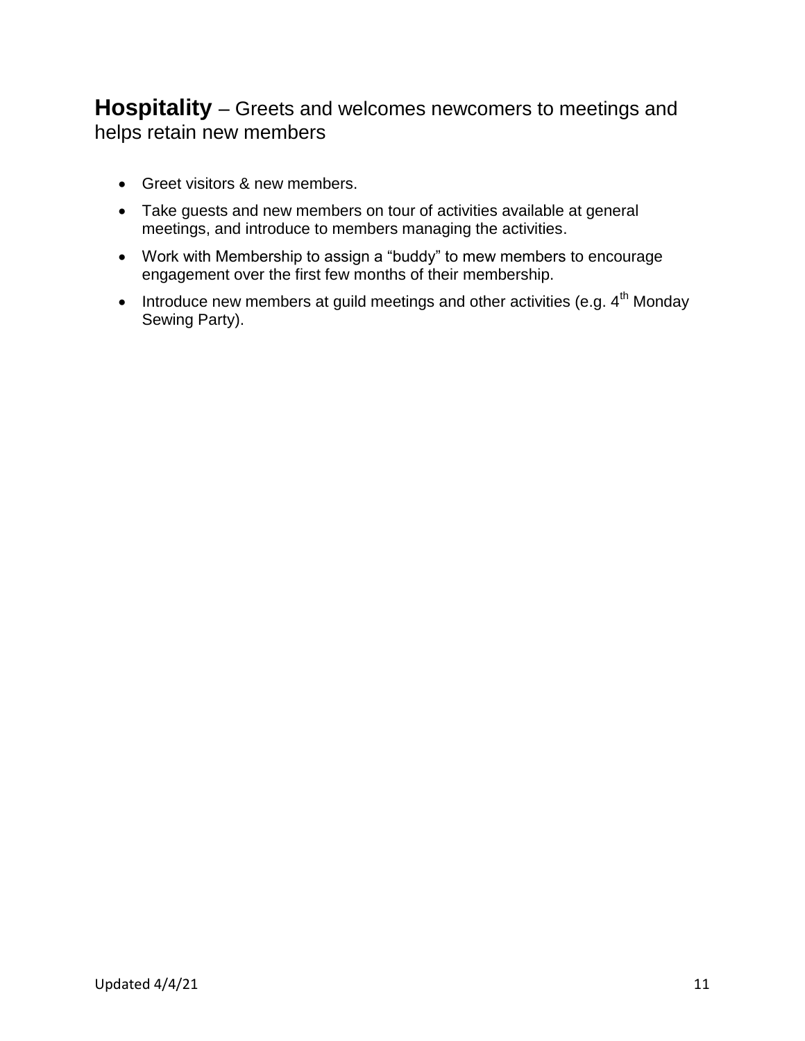## **Hospitality** – Greets and welcomes newcomers to meetings and helps retain new members

- Greet visitors & new members.
- Take guests and new members on tour of activities available at general meetings, and introduce to members managing the activities.
- Work with Membership to assign a "buddy" to mew members to encourage engagement over the first few months of their membership.
- Introduce new members at guild meetings and other activities (e.g. 4th Monday Sewing Party).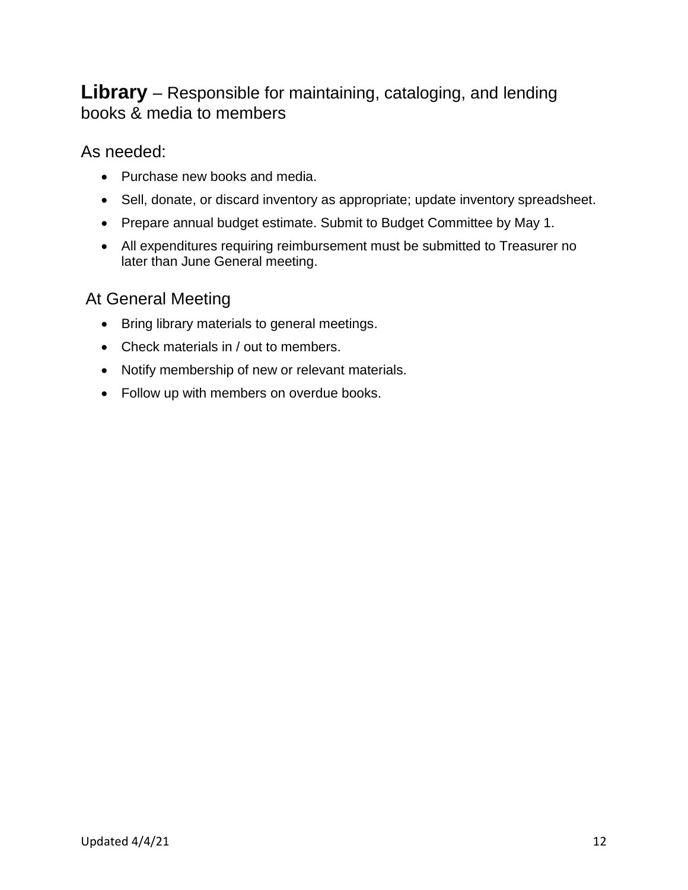## **Library** – Responsible for maintaining, cataloging, and lending books & media to members

### As needed:

- Purchase new books and media.
- Sell, donate, or discard inventory as appropriate; update inventory spreadsheet.
- Prepare annual budget estimate. Submit to Budget Committee by May 1.
- All expenditures requiring reimbursement must be submitted to Treasurer no later than June General meeting.

### At General Meeting

- Bring library materials to general meetings.
- Check materials in / out to members.
- Notify membership of new or relevant materials.
- Follow up with members on overdue books.

Updated 4/4/21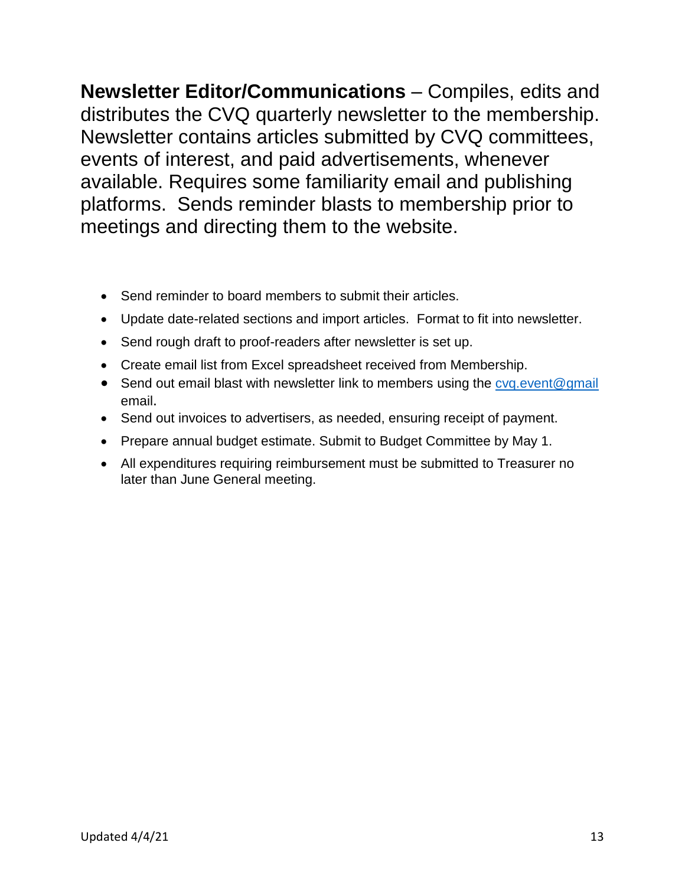**Newsletter Editor/Communications** – Compiles, edits and distributes the CVQ quarterly newsletter to the membership. Newsletter contains articles submitted by CVQ committees, events of interest, and paid advertisements, whenever available. Requires some familiarity email and publishing platforms. Sends reminder blasts to membership prior to meetings and directing them to the website.

- Send reminder to board members to submit their articles.
- Update date-related sections and import articles. Format to fit into newsletter.
- Send rough draft to proof-readers after newsletter is set up.
- Create email list from Excel spreadsheet received from Membership.
- Send out email blast with newsletter link to members using the cvq.event@gmail email.
- Send out invoices to advertisers, as needed, ensuring receipt of payment.
- Prepare annual budget estimate. Submit to Budget Committee by May 1.
- All expenditures requiring reimbursement must be submitted to Treasurer no later than June General meeting.

Updated 4/4/21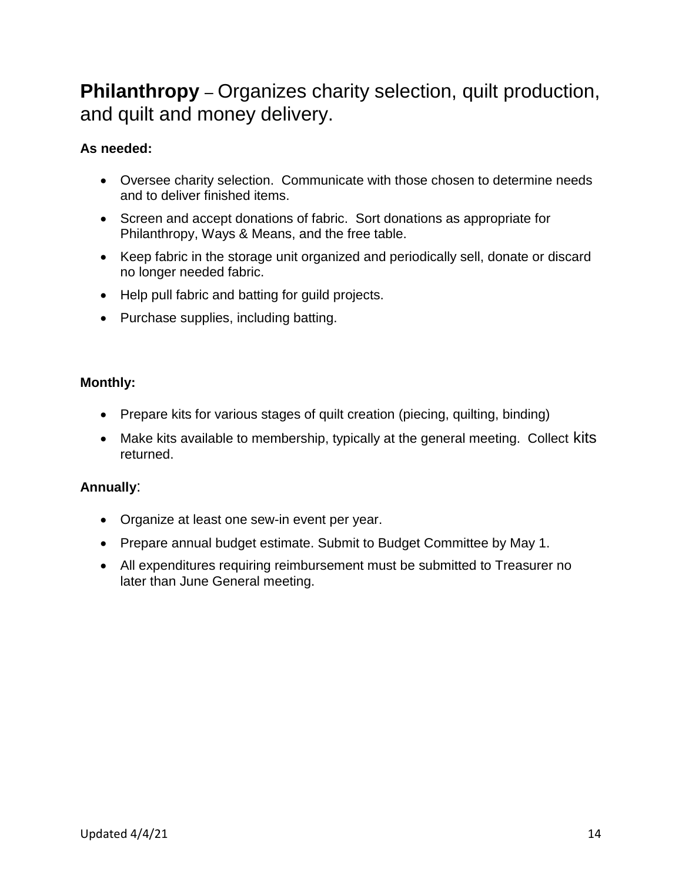## **Philanthropy** – Organizes charity selection, quilt production, and quilt and money delivery.

**As needed:**

- Oversee charity selection. Communicate with those chosen to determine needs and to deliver finished items.
- Screen and accept donations of fabric. Sort donations as appropriate for Philanthropy, Ways & Means, and the free table.
- Keep fabric in the storage unit organized and periodically sell, donate or discard no longer needed fabric.
- Help pull fabric and batting for guild projects.
- Purchase supplies, including batting.

**Monthly:**

- Prepare kits for various stages of quilt creation (piecing, quilting, binding)
- Make kits available to membership, typically at the general meeting. Collect kits returned.

**Annually**:

- Organize at least one sew-in event per year.
- Prepare annual budget estimate. Submit to Budget Committee by May 1.
- All expenditures requiring reimbursement must be submitted to Treasurer no later than June General meeting.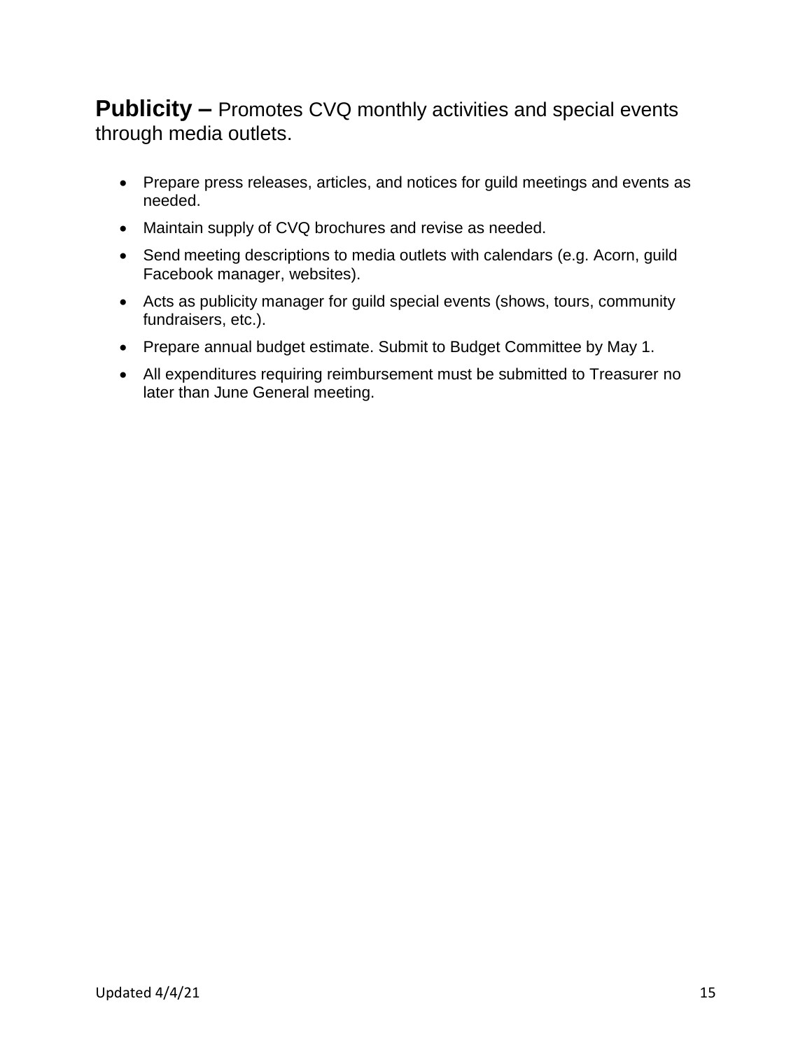## **Publicity –** Promotes CVQ monthly activities and special events through media outlets.

- Prepare press releases, articles, and notices for guild meetings and events as needed.
- Maintain supply of CVQ brochures and revise as needed.
- Send meeting descriptions to media outlets with calendars (e.g. Acorn, guild Facebook manager, websites).
- Acts as publicity manager for guild special events (shows, tours, community fundraisers, etc.).
- Prepare annual budget estimate. Submit to Budget Committee by May 1.
- All expenditures requiring reimbursement must be submitted to Treasurer no later than June General meeting.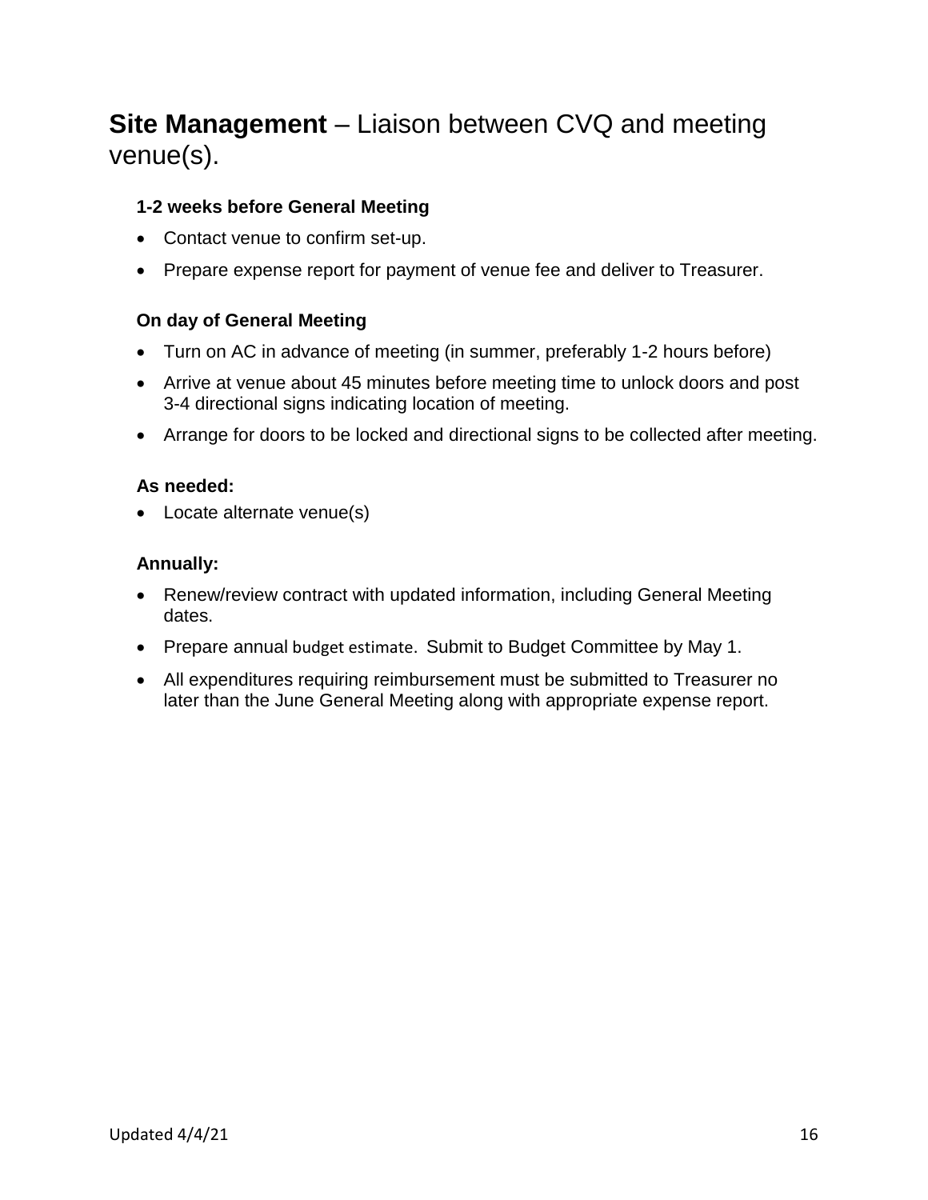## **Site Management** – Liaison between CVQ and meeting venue(s).

### 1-2 weeks before General Meeting

- Contact venue to confirm set-up.
- Prepare expense report for payment of venue fee and deliver to Treasurer.

### On day of General Meeting

- Turn on AC in advance of meeting (in summer, preferably 1-2 hours before)
- Arrive at venue about 45 minutes before meeting time to unlock doors and post 3-4 directional signs indicating location of meeting.
- Arrange for doors to be locked and directional signs to be collected after meeting.

### As needed:

- Locate alternate venue(s)

### Annually:

- Renew/review contract with updated information, including General Meeting dates.
- Prepare annual budget estimate. Submit to Budget Committee by May 1.
- All expenditures requiring reimbursement must be submitted to Treasurer no later than the June General Meeting along with appropriate expense report.

Updated 4/4/21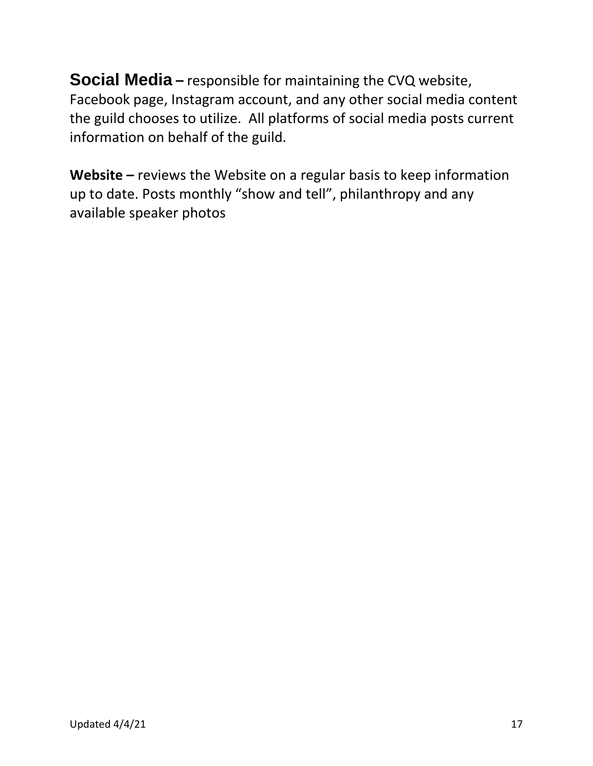**Social Media –** responsible for maintaining the CVQ website, Facebook page, Instagram account, and any other social media content the guild chooses to utilize. All platforms of social media posts current information on behalf of the guild.

**Website –** reviews the Website on a regular basis to keep information up to date. Posts monthly "show and tell", philanthropy and any available speaker photos

Updated 4/4/21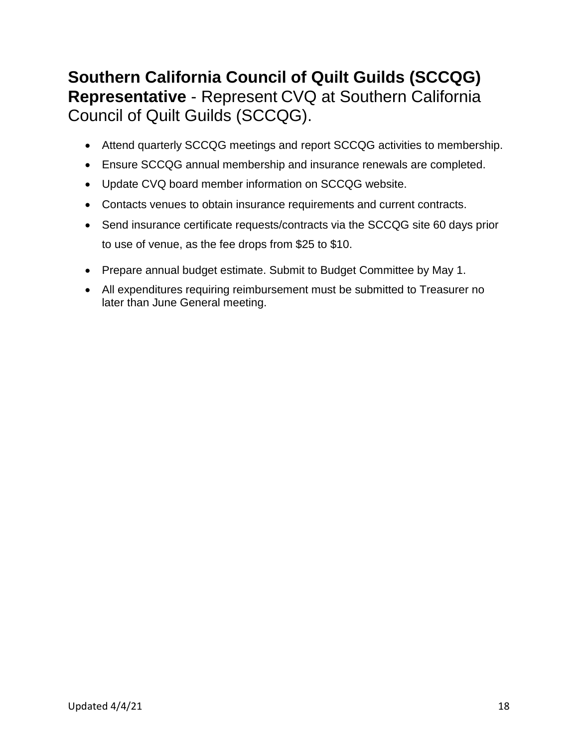**Southern California Council of Quilt Guilds (SCCQG) Representative** - Represent CVQ at Southern California Council of Quilt Guilds (SCCQG).

- Attend quarterly SCCQG meetings and report SCCQG activities to membership.
- Ensure SCCQG annual membership and insurance renewals are completed.
- Update CVQ board member information on SCCQG website.
- Contacts venues to obtain insurance requirements and current contracts.
- Send insurance certificate requests/contracts via the SCCQG site 60 days prior to use of venue, as the fee drops from $25 to $10.
- Prepare annual budget estimate. Submit to Budget Committee by May 1.
- All expenditures requiring reimbursement must be submitted to Treasurer no later than June General meeting.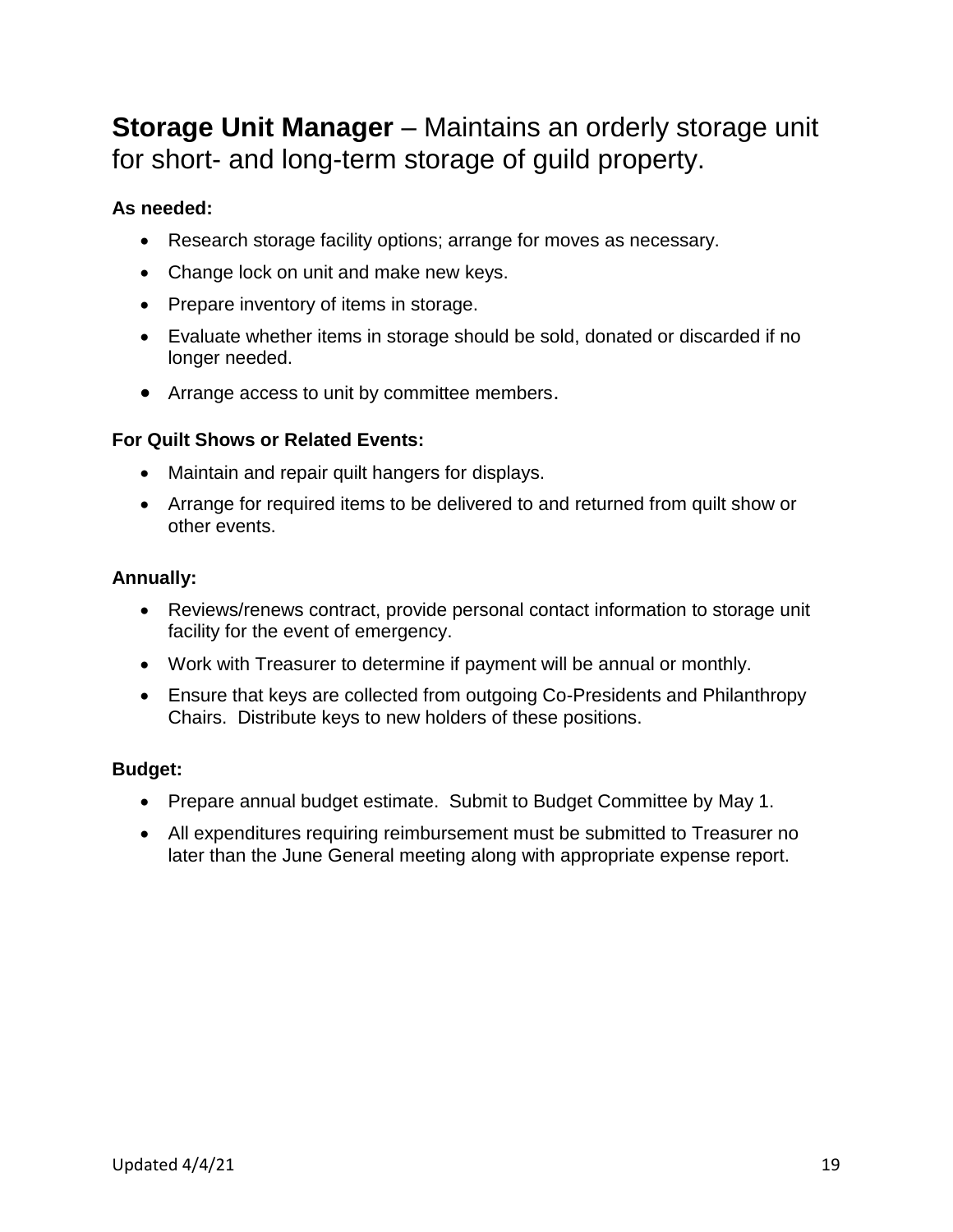## **Storage Unit Manager** – Maintains an orderly storage unit for short- and long-term storage of guild property.

**As needed:**

- Research storage facility options; arrange for moves as necessary.
- Change lock on unit and make new keys.
- Prepare inventory of items in storage.
- Evaluate whether items in storage should be sold, donated or discarded if no longer needed.
- Arrange access to unit by committee members.

**For Quilt Shows or Related Events:**

- Maintain and repair quilt hangers for displays.
- Arrange for required items to be delivered to and returned from quilt show or other events.

**Annually:**

- Reviews/renews contract, provide personal contact information to storage unit facility for the event of emergency.
- Work with Treasurer to determine if payment will be annual or monthly.
- Ensure that keys are collected from outgoing Co-Presidents and Philanthropy Chairs. Distribute keys to new holders of these positions.

**Budget:**

- Prepare annual budget estimate. Submit to Budget Committee by May 1.
- All expenditures requiring reimbursement must be submitted to Treasurer no later than the June General meeting along with appropriate expense report.

Updated 4/4/21